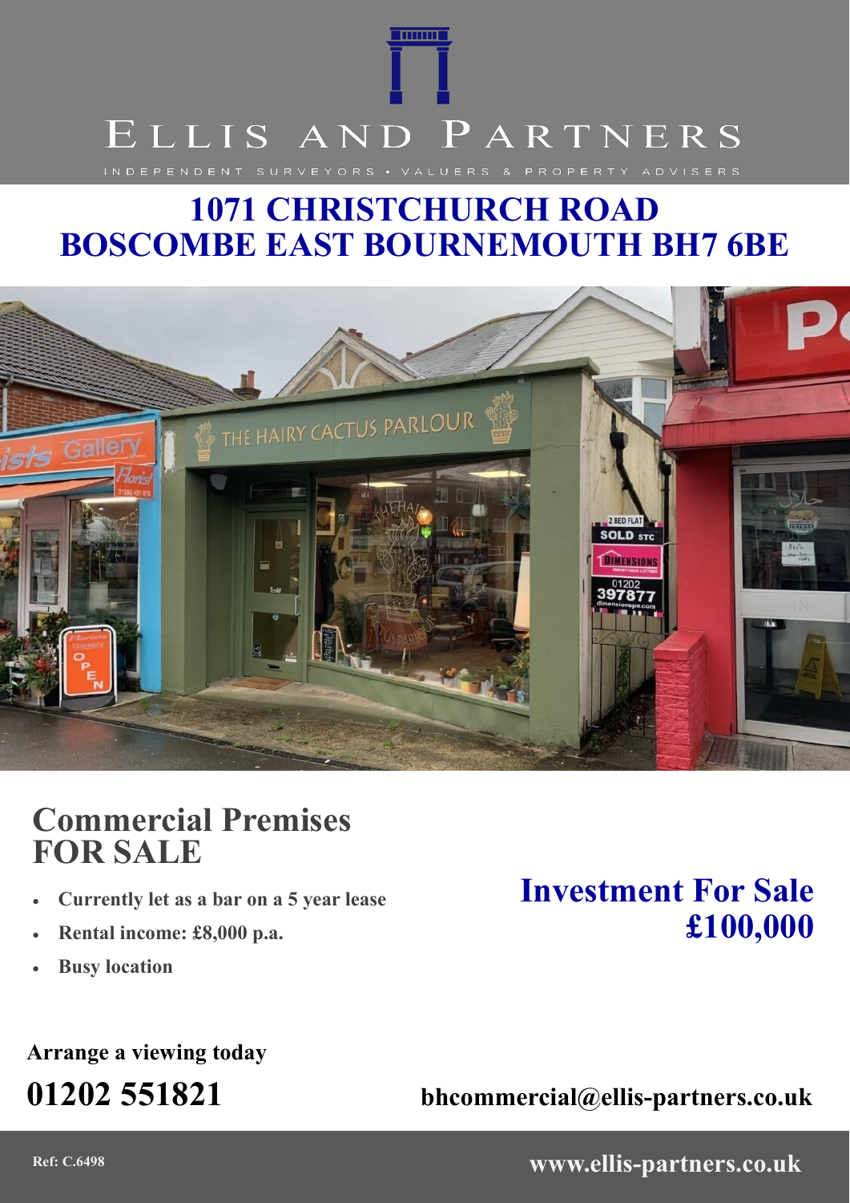# ELLIS AND PARTNERS

INDEPENDENT SURVEYORS • VALUERS & PROPERTY ADVISERS

# 1071 CHRISTCHURCH ROAD BOSCOMBE EAST BOURNEMOUTH BH7 6BE

## Commercial Premises FOR SALE

- **Currently let as a bar on a 5 year lease**
- **Rental income: £8,000 p.a.**
- **Busy location**

## Investment For Sale £100,000

**Arrange a viewing today**

**01202 551821**

**bhcommercial@ellis-partners.co.uk**

Ref: C.6498

**www.ellis-partners.co.uk**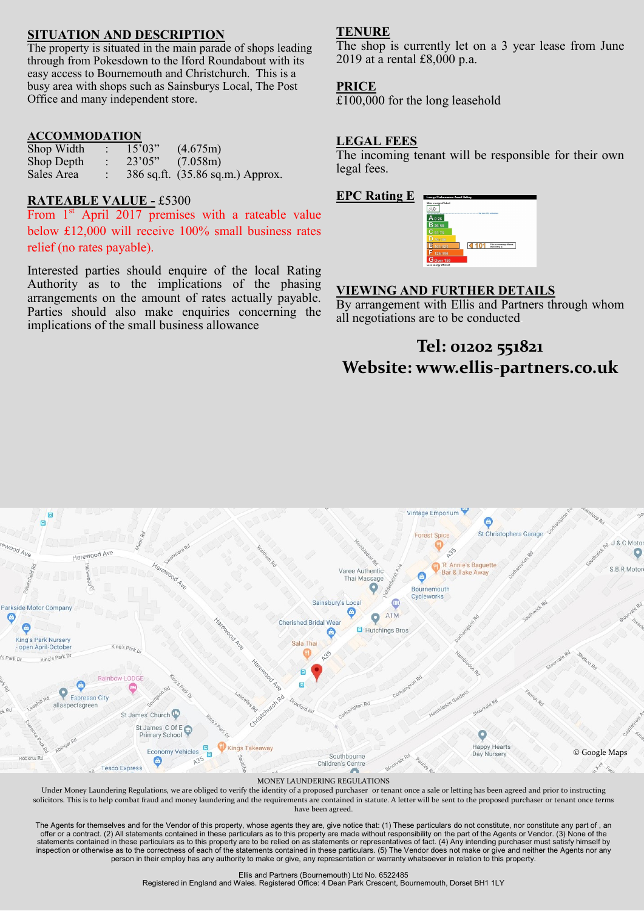## SITUATION AND DESCRIPTION

The property is situated in the main parade of shops leading through from Pokesdown to the Iford Roundabout with its easy access to Bournemouth and Christchurch. This is a busy area with shops such as Sainsburys Local, The Post Office and many independent store.

## ACCOMMODATION

| | | | |
|---|---|---|---|
| Shop Width | : | 15'03" | (4.675m) |
| Shop Depth | : | 23'05" | (7.058m) |
| Sales Area | : | 386 sq.ft. | (35.86 sq.m.) Approx. |

## RATEABLE VALUE - £5300

From 1st April 2017 premises with a rateable value below £12,000 will receive 100% small business rates relief (no rates payable).

Interested parties should enquire of the local Rating Authority as to the implications of the phasing arrangements on the amount of rates actually payable. Parties should also make enquiries concerning the implications of the small business allowance

## TENURE

The shop is currently let on a 3 year lease from June 2019 at a rental £8,000 p.a.

## PRICE

£100,000 for the long leasehold

## LEGAL FEES

The incoming tenant will be responsible for their own legal fees.

## EPC Rating E

## VIEWING AND FURTHER DETAILS

By arrangement with Ellis and Partners through whom all negotiations are to be conducted

**Tel: 01202 551821**

**Website: www.ellis-partners.co.uk**

MONEY LAUNDERING REGULATIONS

Under Money Laundering Regulations, we are obliged to verify the identity of a proposed purchaser or tenant once a sale or letting has been agreed and prior to instructing solicitors. This is to help combat fraud and money laundering and the requirements are contained in statute. A letter will be sent to the proposed purchaser or tenant once terms have been agreed.

The Agents for themselves and for the Vendor of this property, whose agents they are, give notice that: (1) These particulars do not constitute, nor constitute any part of , an offer or a contract. (2) All statements contained in these particulars as to this property are made without responsibility on the part of the Agents or Vendor. (3) None of the statements contained in these particulars as to this property are to be relied on as statements or representatives of fact. (4) Any intending purchaser must satisfy himself by inspection or otherwise as to the correctness of each of the statements contained in these particulars. (5) The Vendor does not make or give and neither the Agents nor any person in their employ has any authority to make or give, any representation or warranty whatsoever in relation to this property.

Ellis and Partners (Bournemouth) Ltd No. 6522485
Registered in England and Wales. Registered Office: 4 Dean Park Crescent, Bournemouth, Dorset BH1 1LY